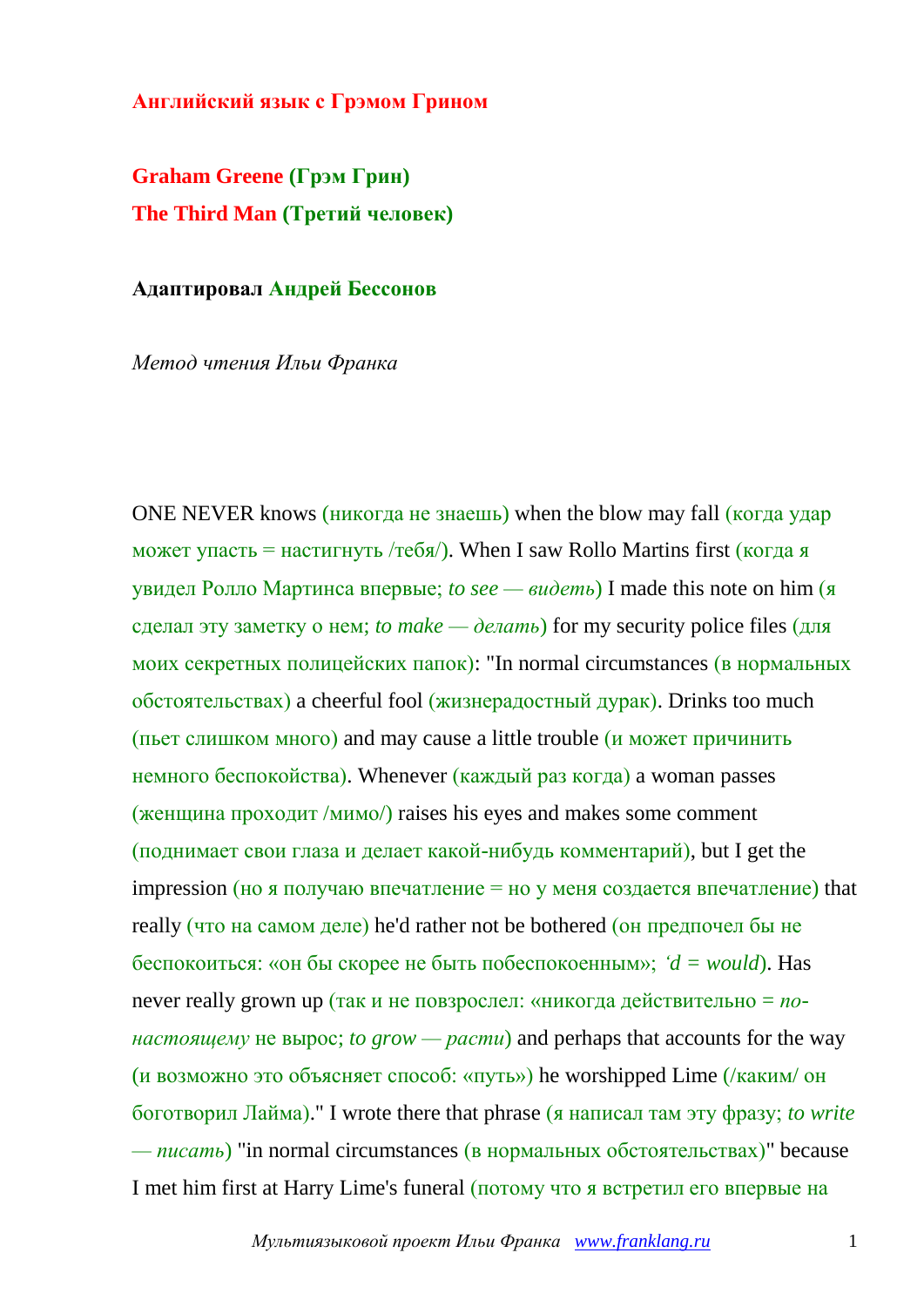**Английский язык с Грэмом Грином**

**Graham Greene (Грэм Грин)**
**The Third Man (Третий человек)**

**Адаптировал Андрей Бессонов**

*Метод чтения Ильи Франка*

ONE NEVER knows (никогда не знаешь) when the blow may fall (когда удар может упасть = настигнуть /тебя/). When I saw Rollo Martins first (когда я увидел Ролло Мартинса впервые; *to see — видеть*) I made this note on him (я сделал эту заметку о нем; *to make — делать*) for my security police files (для моих секретных полицейских папок): "In normal circumstances (в нормальных обстоятельствах) a cheerful fool (жизнерадостный дурак). Drinks too much (пьет слишком много) and may cause a little trouble (и может причинить немного беспокойства). Whenever (каждый раз когда) a woman passes (женщина проходит /мимо/) raises his eyes and makes some comment (поднимает свои глаза и делает какой-нибудь комментарий), but I get the impression (но я получаю впечатление = но у меня создается впечатление) that really (что на самом деле) he'd rather not be bothered (он предпочел бы не беспокоиться: «он бы скорее не быть побеспокоенным»; *'d = would*). Has never really grown up (так и не повзрослел: «никогда действительно = *по-настоящему* не вырос; *to grow — расти*) and perhaps that accounts for the way (и возможно это объясняет способ: «путь») he worshipped Lime (/каким/ он боготворил Лайма)." I wrote there that phrase (я написал там эту фразу; *to write — писать*) "in normal circumstances (в нормальных обстоятельствах)" because I met him first at Harry Lime's funeral (потому что я встретил его впервые на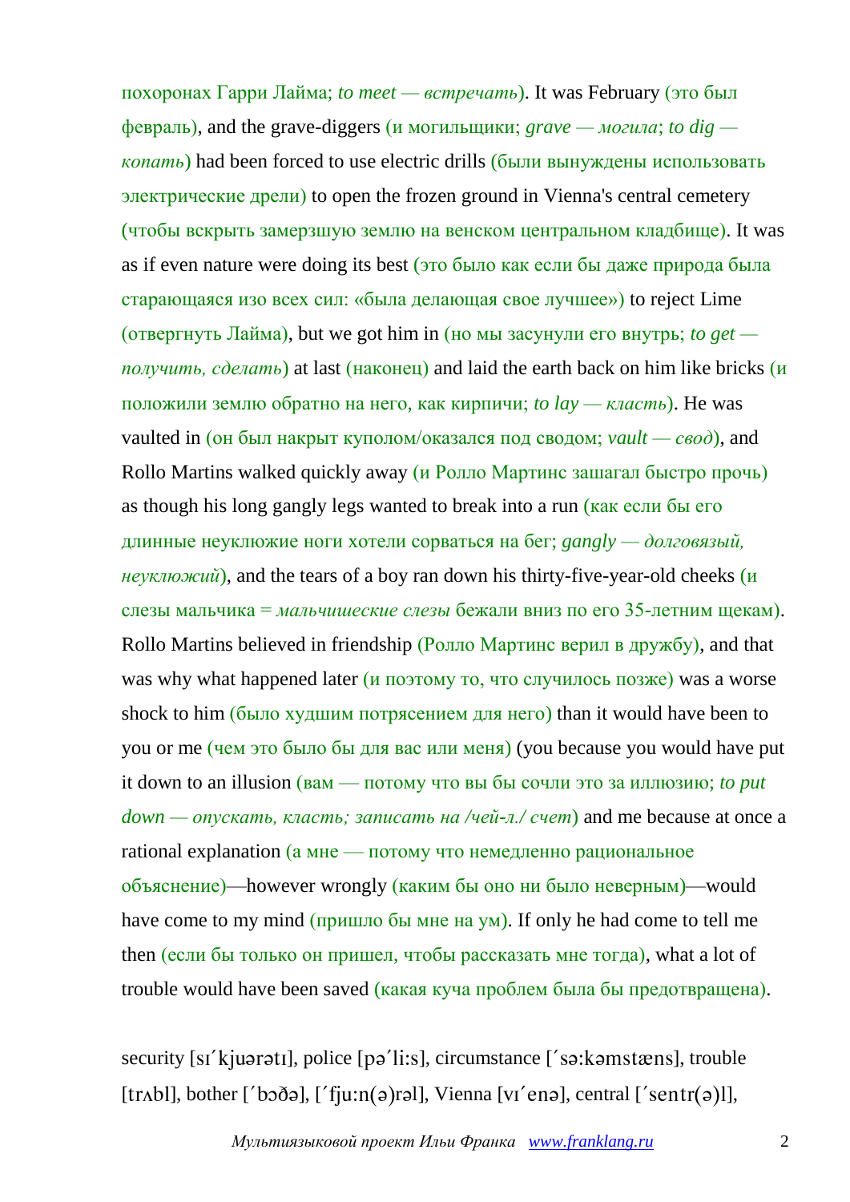похоронах Гарри Лайма; *to meet — встречать*). It was February (это был февраль), and the grave-diggers (и могильщики; *grave — могила*; *to dig — копать*) had been forced to use electric drills (были вынуждены использовать электрические дрели) to open the frozen ground in Vienna's central cemetery (чтобы вскрыть замерзшую землю на венском центральном кладбище). It was as if even nature were doing its best (это было как если бы даже природа была старающаяся изо всех сил: «была делающая свое лучшее») to reject Lime (отвергнуть Лайма), but we got him in (но мы засунули его внутрь; *to get — получить, сделать*) at last (наконец) and laid the earth back on him like bricks (и положили землю обратно на него, как кирпичи; *to lay — класть*). He was vaulted in (он был накрыт куполом/оказался под сводом; *vault — свод*), and Rollo Martins walked quickly away (и Ролло Мартинс зашагал быстро прочь) as though his long gangly legs wanted to break into a run (как если бы его длинные неуклюжие ноги хотели сорваться на бег; *gangly — долговязый, неуклюжий*), and the tears of a boy ran down his thirty-five-year-old cheeks (и слезы мальчика = *мальчишеские слезы* бежали вниз по его 35-летним щекам). Rollo Martins believed in friendship (Ролло Мартинс верил в дружбу), and that was why what happened later (и поэтому то, что случилось позже) was a worse shock to him (было худшим потрясением для него) than it would have been to you or me (чем это было бы для вас или меня) (you because you would have put it down to an illusion (вам — потому что вы бы сочли это за иллюзию; *to put down — опускать, класть; записать на /чей-л./ счет*) and me because at once a rational explanation (а мне — потому что немедленно рациональное объяснение)—however wrongly (каким бы оно ни было неверным)—would have come to my mind (пришло бы мне на ум). If only he had come to tell me then (если бы только он пришел, чтобы рассказать мне тогда), what a lot of trouble would have been saved (какая куча проблем была бы предотвращена).

security [sɪˊkjuərətɪ], police [pəˊli:s], circumstance [ˊsə:kəmstæns], trouble [trʌbl], bother [ˊbɔðə], [ˊfju:n(ə)rəl], Vienna [vɪˊenə], central [ˊsentr(ə)l],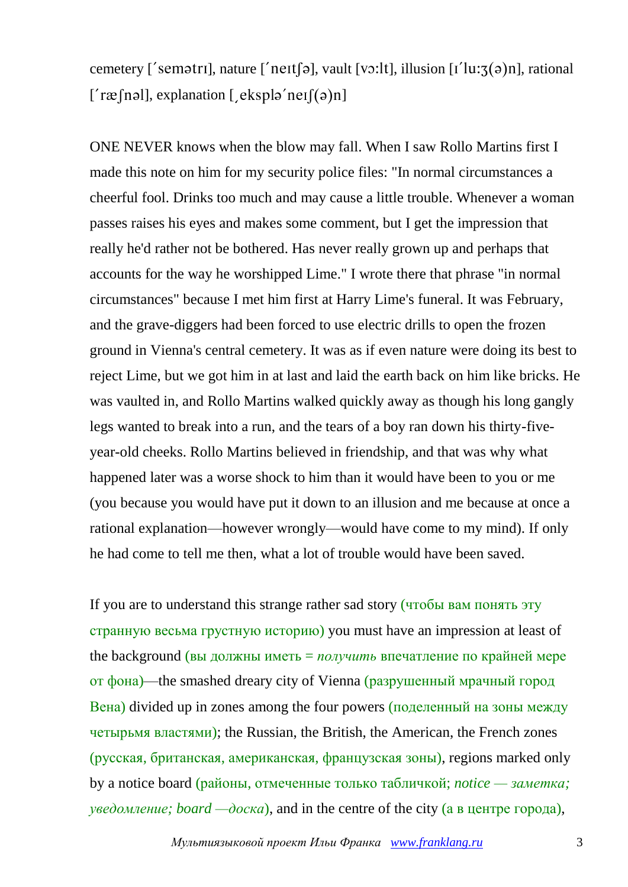cemetery [ˈsemətrɪ], nature [ˈneɪtʃə], vault [vɔ:lt], illusion [ɪˈlu:ʒ(ə)n], rational [ˈræʃnəl], explanation [ˌekspləˈneɪʃ(ə)n]

ONE NEVER knows when the blow may fall. When I saw Rollo Martins first I made this note on him for my security police files: "In normal circumstances a cheerful fool. Drinks too much and may cause a little trouble. Whenever a woman passes raises his eyes and makes some comment, but I get the impression that really he'd rather not be bothered. Has never really grown up and perhaps that accounts for the way he worshipped Lime." I wrote there that phrase "in normal circumstances" because I met him first at Harry Lime's funeral. It was February, and the grave-diggers had been forced to use electric drills to open the frozen ground in Vienna's central cemetery. It was as if even nature were doing its best to reject Lime, but we got him in at last and laid the earth back on him like bricks. He was vaulted in, and Rollo Martins walked quickly away as though his long gangly legs wanted to break into a run, and the tears of a boy ran down his thirty-five-year-old cheeks. Rollo Martins believed in friendship, and that was why what happened later was a worse shock to him than it would have been to you or me (you because you would have put it down to an illusion and me because at once a rational explanation—however wrongly—would have come to my mind). If only he had come to tell me then, what a lot of trouble would have been saved.

If you are to understand this strange rather sad story (чтобы вам понять эту странную весьма грустную историю) you must have an impression at least of the background (вы должны иметь = *получить* впечатление по крайней мере от фона)—the smashed dreary city of Vienna (разрушенный мрачный город Вена) divided up in zones among the four powers (поделенный на зоны между четырьмя властями); the Russian, the British, the American, the French zones (русская, британская, американская, французская зоны), regions marked only by a notice board (районы, отмеченные только табличкой; *notice — заметка; уведомление; board —доска*), and in the centre of the city (а в центре города),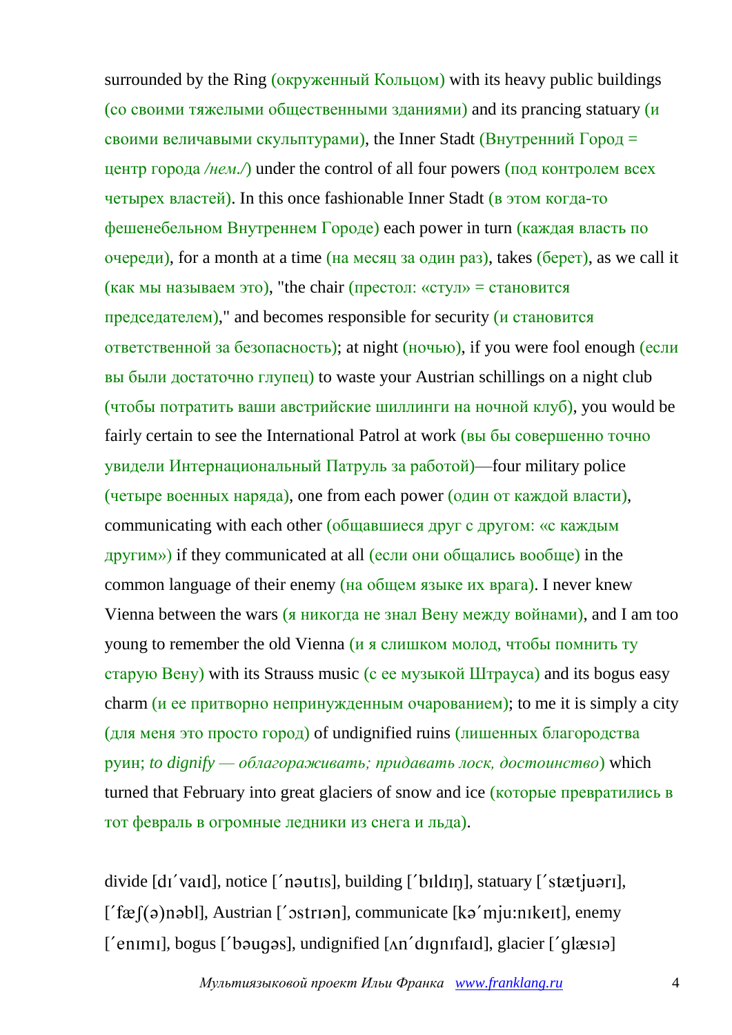surrounded by the Ring (окруженный Кольцом) with its heavy public buildings (со своими тяжелыми общественными зданиями) and its prancing statuary (и своими величавыми скульптурами), the Inner Stadt (Внутренний Город = центр города */нем./*) under the control of all four powers (под контролем всех четырех властей). In this once fashionable Inner Stadt (в этом когда-то фешенебельном Внутреннем Городе) each power in turn (каждая власть по очереди), for a month at a time (на месяц за один раз), takes (берет), as we call it (как мы называем это), "the chair (престол: «стул» = становится председателем)," and becomes responsible for security (и становится ответственной за безопасность); at night (ночью), if you were fool enough (если вы были достаточно глупец) to waste your Austrian schillings on a night club (чтобы потратить ваши австрийские шиллинги на ночной клуб), you would be fairly certain to see the International Patrol at work (вы бы совершенно точно увидели Интернациональный Патруль за работой)—four military police (четыре военных наряда), one from each power (один от каждой власти), communicating with each other (общавшиеся друг с другом: «с каждым другим») if they communicated at all (если они общались вообще) in the common language of their enemy (на общем языке их врага). I never knew Vienna between the wars (я никогда не знал Вену между войнами), and I am too young to remember the old Vienna (и я слишком молод, чтобы помнить ту старую Вену) with its Strauss music (с ее музыкой Штрауса) and its bogus easy charm (и ее притворно непринужденным очарованием); to me it is simply a city (для меня это просто город) of undignified ruins (лишенных благородства руин; *to dignify — облагораживать; придавать лоск, достоинство*) which turned that February into great glaciers of snow and ice (которые превратились в тот февраль в огромные ледники из снега и льда).

divide [dɪˊvaɪd], notice [ˊnəutɪs], building [ˊbɪldɪŋ], statuary [ˊstætjuərɪ], [ˊfæʃ(ə)nəbl], Austrian [ˊɔstrɪən], communicate [kəˊmju:nɪkeɪt], enemy [ˊenɪmɪ], bogus [ˊbəugəs], undignified [ʌnˊdɪgnɪfaɪd], glacier [ˊglæsɪə]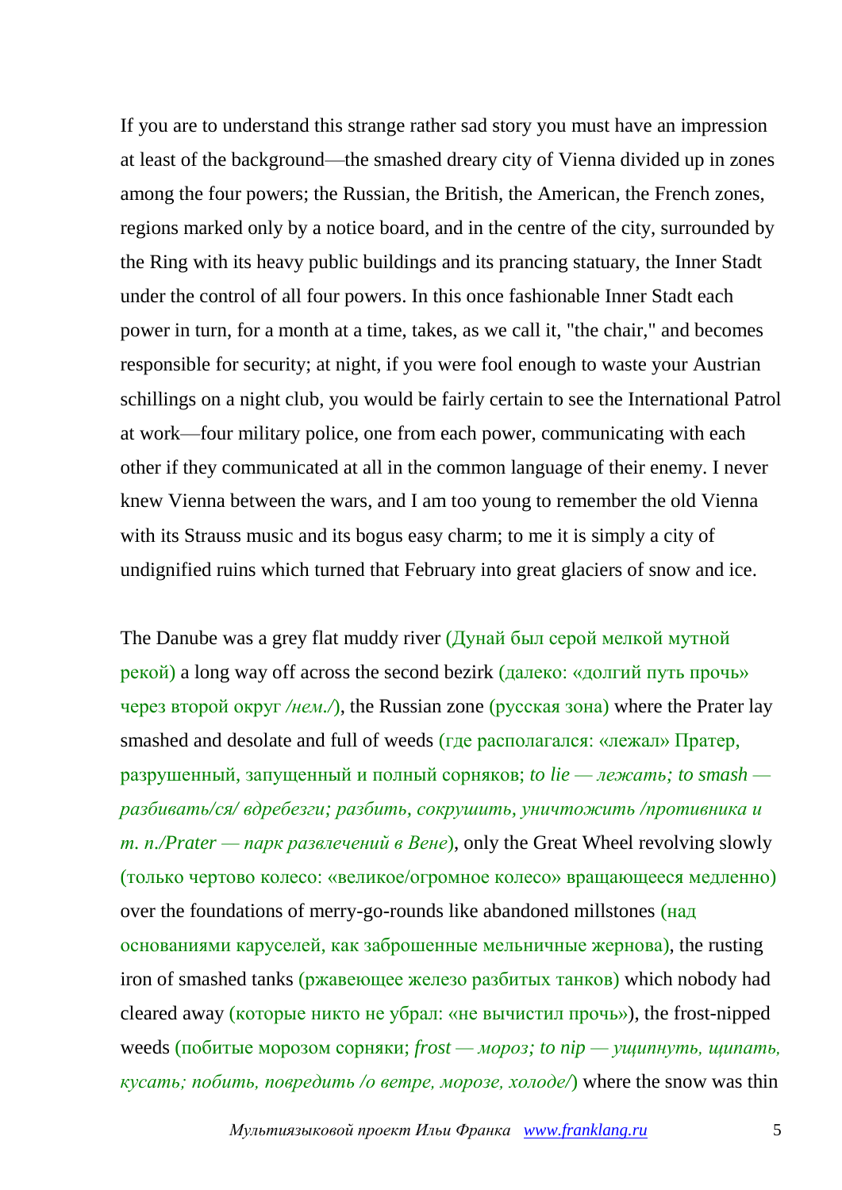If you are to understand this strange rather sad story you must have an impression at least of the background—the smashed dreary city of Vienna divided up in zones among the four powers; the Russian, the British, the American, the French zones, regions marked only by a notice board, and in the centre of the city, surrounded by the Ring with its heavy public buildings and its prancing statuary, the Inner Stadt under the control of all four powers. In this once fashionable Inner Stadt each power in turn, for a month at a time, takes, as we call it, "the chair," and becomes responsible for security; at night, if you were fool enough to waste your Austrian schillings on a night club, you would be fairly certain to see the International Patrol at work—four military police, one from each power, communicating with each other if they communicated at all in the common language of their enemy. I never knew Vienna between the wars, and I am too young to remember the old Vienna with its Strauss music and its bogus easy charm; to me it is simply a city of undignified ruins which turned that February into great glaciers of snow and ice.

The Danube was a grey flat muddy river (Дунай был серой мелкой мутной рекой) a long way off across the second bezirk (далеко: «долгий путь прочь» через второй округ */нем./*), the Russian zone (русская зона) where the Prater lay smashed and desolate and full of weeds (где располагался: «лежал» Пратер, разрушенный, запущенный и полный сорняков; *to lie — лежать; to smash — разбивать/ся/ вдребезги; разбить, сокрушить, уничтожить /противника и т. п./Prater — парк развлечений в Вене*), only the Great Wheel revolving slowly (только чертово колесо: «великое/огромное колесо» вращающееся медленно) over the foundations of merry-go-rounds like abandoned millstones (над основаниями каруселей, как заброшенные мельничные жернова), the rusting iron of smashed tanks (ржавеющее железо разбитых танков) which nobody had cleared away (которые никто не убрал: «не вычистил прочь»), the frost-nipped weeds (побитые морозом сорняки; *frost — мороз; to nip — ущипнуть, щипать, кусать; побить, повредить /о ветре, морозе, холоде/*) where the snow was thin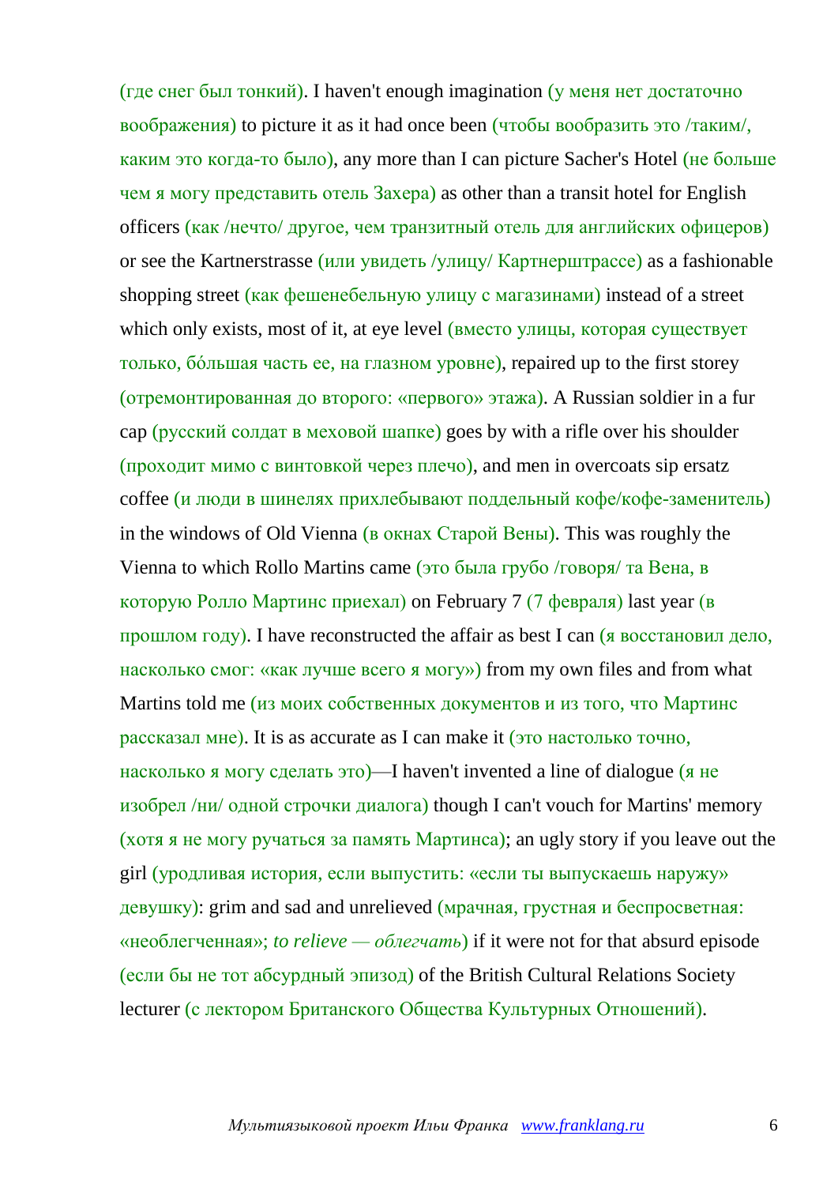(где снег был тонкий). I haven't enough imagination (у меня нет достаточно воображения) to picture it as it had once been (чтобы вообразить это /таким/, каким это когда-то было), any more than I can picture Sacher's Hotel (не больше чем я могу представить отель Захера) as other than a transit hotel for English officers (как /нечто/ другое, чем транзитный отель для английских офицеров) or see the Kartnerstrasse (или увидеть /улицу/ Картнерштрассе) as a fashionable shopping street (как фешенебельную улицу с магазинами) instead of a street which only exists, most of it, at eye level (вместо улицы, которая существует только, бóльшая часть ее, на глазном уровне), repaired up to the first storey (отремонтированная до второго: «первого» этажа). A Russian soldier in a fur cap (русский солдат в меховой шапке) goes by with a rifle over his shoulder (проходит мимо с винтовкой через плечо), and men in overcoats sip ersatz coffee (и люди в шинелях прихлебывают поддельный кофе/кофе-заменитель) in the windows of Old Vienna (в окнах Старой Вены). This was roughly the Vienna to which Rollo Martins came (это была грубо /говоря/ та Вена, в которую Ролло Мартинс приехал) on February 7 (7 февраля) last year (в прошлом году). I have reconstructed the affair as best I can (я восстановил дело, насколько смог: «как лучше всего я могу») from my own files and from what Martins told me (из моих собственных документов и из того, что Мартинс рассказал мне). It is as accurate as I can make it (это настолько точно, насколько я могу сделать это)—I haven't invented a line of dialogue (я не изобрел /ни/ одной строчки диалога) though I can't vouch for Martins' memory (хотя я не могу ручаться за память Мартинса); an ugly story if you leave out the girl (уродливая история, если выпустить: «если ты выпускаешь наружу» девушку): grim and sad and unrelieved (мрачная, грустная и беспросветная: «необлегченная»; *to relieve — облегчать*) if it were not for that absurd episode (если бы не тот абсурдный эпизод) of the British Cultural Relations Society lecturer (с лектором Британского Общества Культурных Отношений).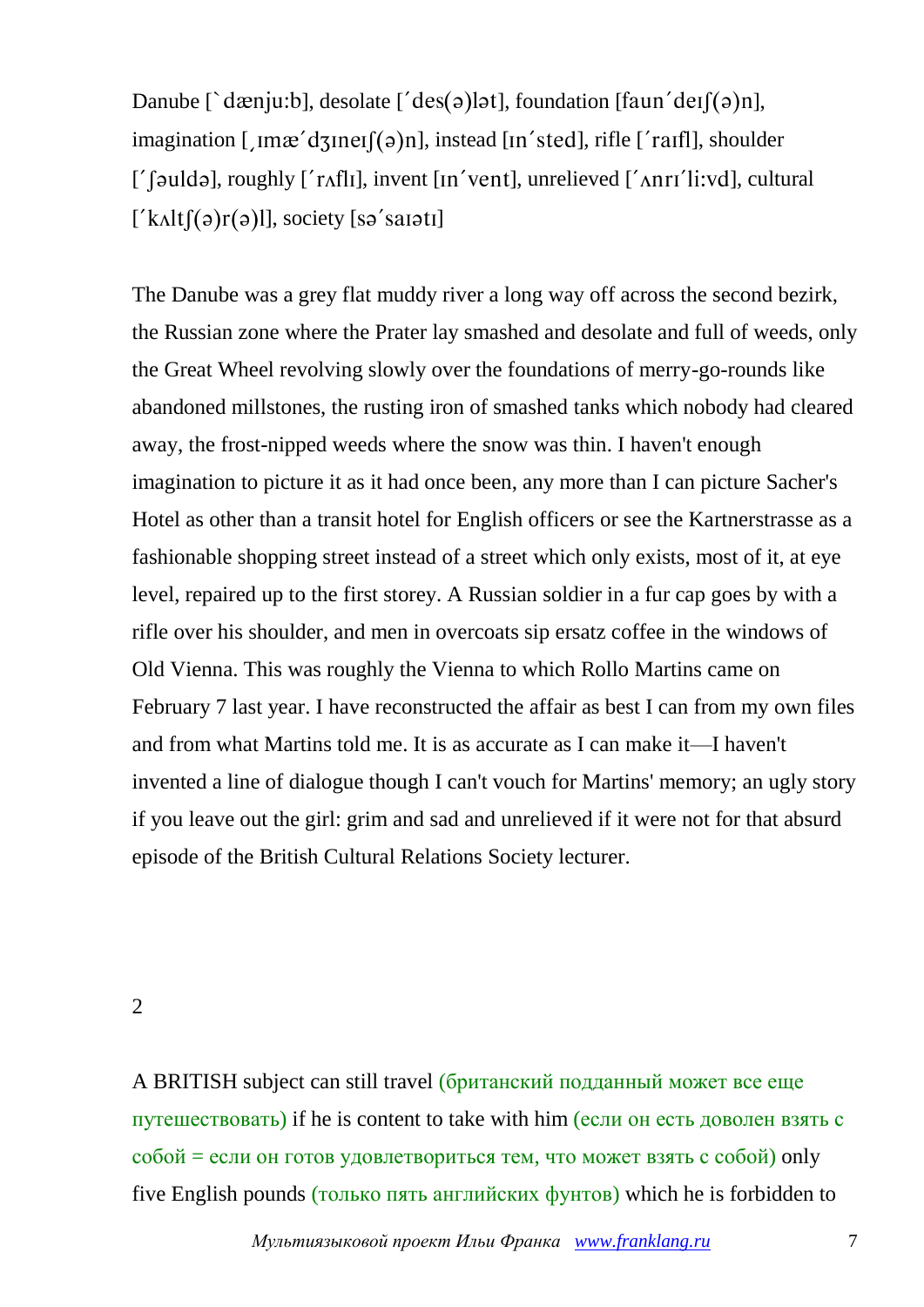Danube [`dænju:b], desolate [´des(ə)lət], foundation [faun´deɪʃ(ə)n], imagination [ˌɪmæ´dʒɪneɪʃ(ə)n], instead [ɪn´sted], rifle [´raɪfl], shoulder [´ʃəuldə], roughly [´rʌflɪ], invent [ɪn´vent], unrelieved [´ʌnrɪ´li:vd], cultural [´kʌltʃ(ə)r(ə)l], society [sə´saɪətɪ]

The Danube was a grey flat muddy river a long way off across the second bezirk, the Russian zone where the Prater lay smashed and desolate and full of weeds, only the Great Wheel revolving slowly over the foundations of merry-go-rounds like abandoned millstones, the rusting iron of smashed tanks which nobody had cleared away, the frost-nipped weeds where the snow was thin. I haven't enough imagination to picture it as it had once been, any more than I can picture Sacher's Hotel as other than a transit hotel for English officers or see the Kartnerstrasse as a fashionable shopping street instead of a street which only exists, most of it, at eye level, repaired up to the first storey. A Russian soldier in a fur cap goes by with a rifle over his shoulder, and men in overcoats sip ersatz coffee in the windows of Old Vienna. This was roughly the Vienna to which Rollo Martins came on February 7 last year. I have reconstructed the affair as best I can from my own files and from what Martins told me. It is as accurate as I can make it—I haven't invented a line of dialogue though I can't vouch for Martins' memory; an ugly story if you leave out the girl: grim and sad and unrelieved if it were not for that absurd episode of the British Cultural Relations Society lecturer.

## 2

A BRITISH subject can still travel (британский подданный может все еще путешествовать) if he is content to take with him (если он есть доволен взять с собой = если он готов удовлетвориться тем, что может взять с собой) only five English pounds (только пять английских фунтов) which he is forbidden to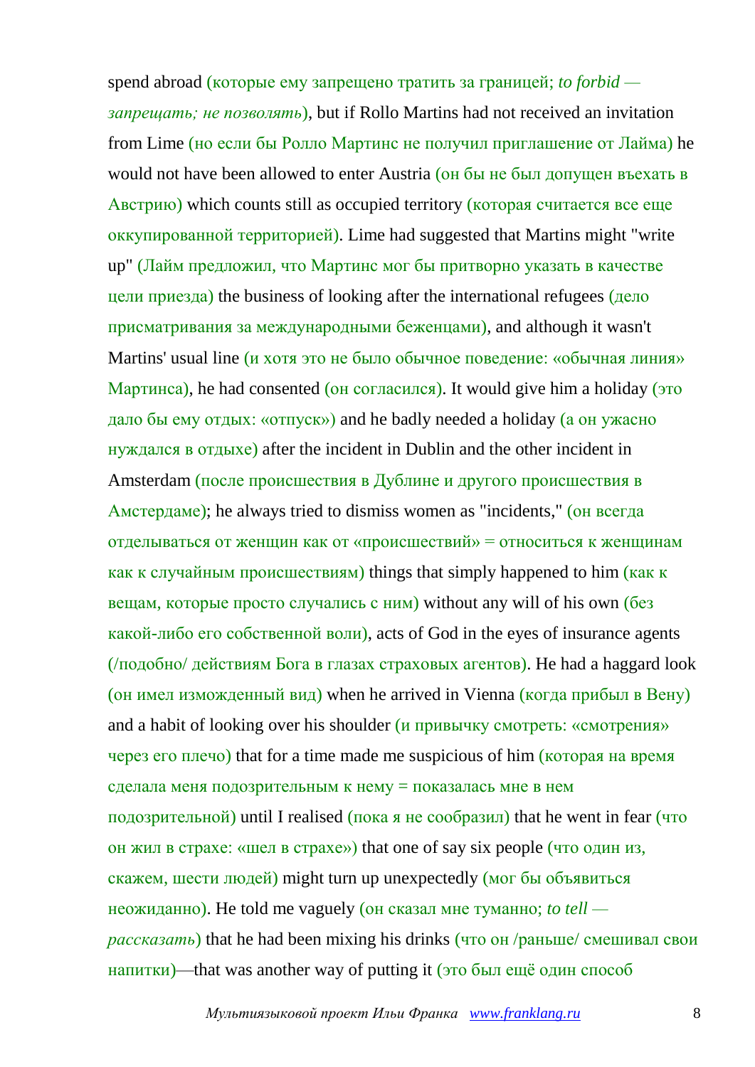spend abroad (которые ему запрещено тратить за границей; *to forbid — запрещать; не позволять*), but if Rollo Martins had not received an invitation from Lime (но если бы Ролло Мартинс не получил приглашение от Лайма) he would not have been allowed to enter Austria (он бы не был допущен въехать в Австрию) which counts still as occupied territory (которая считается все еще оккупированной территорией). Lime had suggested that Martins might "write up" (Лайм предложил, что Мартинс мог бы притворно указать в качестве цели приезда) the business of looking after the international refugees (дело присматривания за международными беженцами), and although it wasn't Martins' usual line (и хотя это не было обычное поведение: «обычная линия» Мартинса), he had consented (он согласился). It would give him a holiday (это дало бы ему отдых: «отпуск») and he badly needed a holiday (а он ужасно нуждался в отдыхе) after the incident in Dublin and the other incident in Amsterdam (после происшествия в Дублине и другого происшествия в Амстердаме); he always tried to dismiss women as "incidents," (он всегда отделываться от женщин как от «происшествий» = относиться к женщинам как к случайным происшествиям) things that simply happened to him (как к вещам, которые просто случались с ним) without any will of his own (без какой-либо его собственной воли), acts of God in the eyes of insurance agents (/подобно/ действиям Бога в глазах страховых агентов). He had a haggard look (он имел изможденный вид) when he arrived in Vienna (когда прибыл в Вену) and a habit of looking over his shoulder (и привычку смотреть: «смотрения» через его плечо) that for a time made me suspicious of him (которая на время сделала меня подозрительным к нему = показалась мне в нем подозрительной) until I realised (пока я не сообразил) that he went in fear (что он жил в страхе: «шел в страхе») that one of say six people (что один из, скажем, шести людей) might turn up unexpectedly (мог бы объявиться неожиданно). He told me vaguely (он сказал мне туманно; *to tell — рассказать*) that he had been mixing his drinks (что он /раньше/ смешивал свои напитки)—that was another way of putting it (это был ещё один способ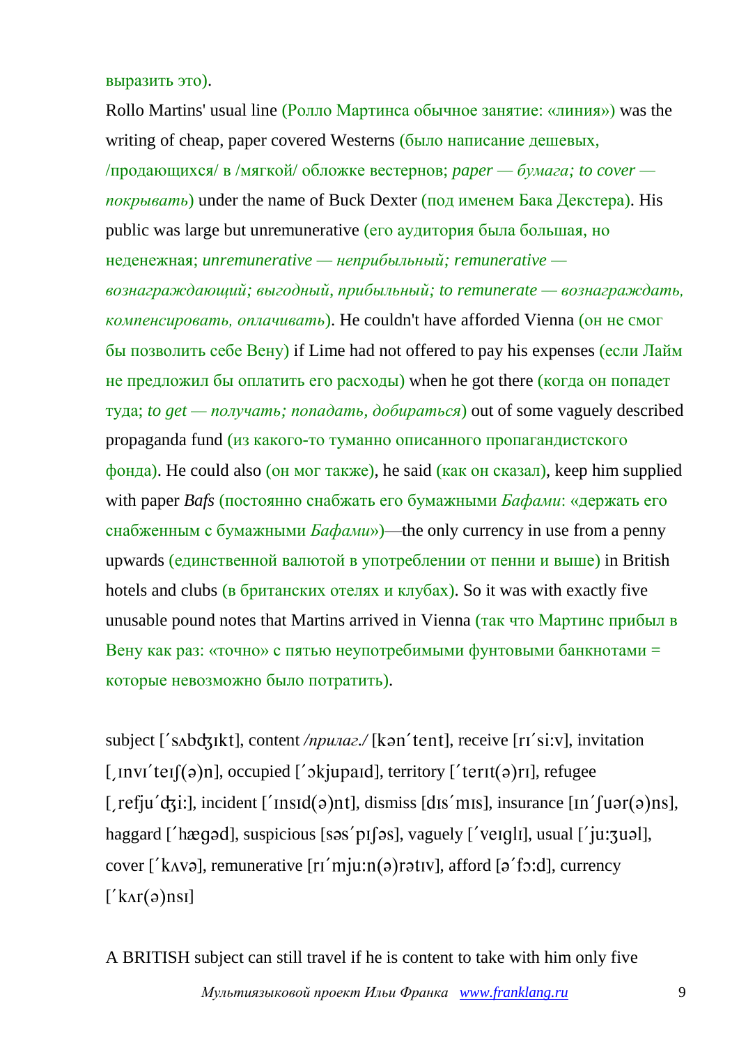выразить это).

Rollo Martins' usual line (Ролло Мартинса обычное занятие: «линия») was the writing of cheap, paper covered Westerns (было написание дешевых, /продающихся/ в /мягкой/ обложке вестернов; *paper — бумага; to cover — покрывать*) under the name of Buck Dexter (под именем Бака Декстера). His public was large but unremunerative (его аудитория была большая, но неденежная; *unremunerative — неприбыльный; remunerative — вознаграждающий; выгодный, прибыльный; to remunerate — вознаграждать, компенсировать, оплачивать*). He couldn't have afforded Vienna (он не смог бы позволить себе Вену) if Lime had not offered to pay his expenses (если Лайм не предложил бы оплатить его расходы) when he got there (когда он попадет туда; *to get — получать; попадать, добираться*) out of some vaguely described propaganda fund (из какого-то туманно описанного пропагандистского фонда). He could also (он мог также), he said (как он сказал), keep him supplied with paper *Bafs* (постоянно снабжать его бумажными *Бафами*: «держать его снабженным с бумажными *Бафами*»)—the only currency in use from a penny upwards (единственной валютой в употреблении от пенни и выше) in British hotels and clubs (в британских отелях и клубах). So it was with exactly five unusable pound notes that Martins arrived in Vienna (так что Мартинс прибыл в Вену как раз: «точно» с пятью неупотребимыми фунтовыми банкнотами = которые невозможно было потратить).

subject [ˊsʌbʤɪkt], content */прилаг./* [kənˊtent], receive [rɪˊsi:v], invitation [ˌɪnvɪˊteɪʃ(ə)n], occupied [ˊɔkjupaɪd], territory [ˊterɪt(ə)rɪ], refugee [ˌrefjuˊʤi:], incident [ˊɪnsɪd(ə)nt], dismiss [dɪsˊmɪs], insurance [ɪnˊʃuər(ə)ns], haggard [ˊhægəd], suspicious [səsˊpɪʃəs], vaguely [ˊveɪglɪ], usual [ˊju:ʒuəl], cover [ˊkʌvə], remunerative [rɪˊmju:n(ə)rətɪv], afford [əˊfɔ:d], currency [ˊkʌr(ə)nsɪ]

A BRITISH subject can still travel if he is content to take with him only five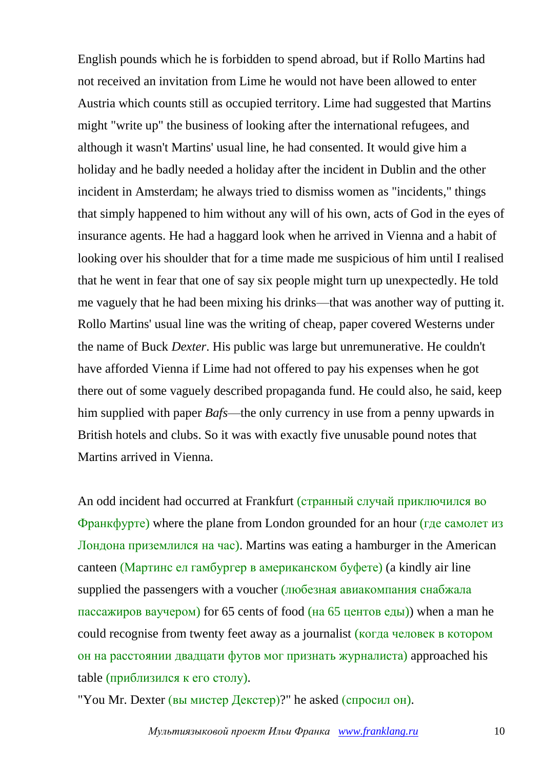English pounds which he is forbidden to spend abroad, but if Rollo Martins had not received an invitation from Lime he would not have been allowed to enter Austria which counts still as occupied territory. Lime had suggested that Martins might "write up" the business of looking after the international refugees, and although it wasn't Martins' usual line, he had consented. It would give him a holiday and he badly needed a holiday after the incident in Dublin and the other incident in Amsterdam; he always tried to dismiss women as "incidents," things that simply happened to him without any will of his own, acts of God in the eyes of insurance agents. He had a haggard look when he arrived in Vienna and a habit of looking over his shoulder that for a time made me suspicious of him until I realised that he went in fear that one of say six people might turn up unexpectedly. He told me vaguely that he had been mixing his drinks—that was another way of putting it. Rollo Martins' usual line was the writing of cheap, paper covered Westerns under the name of Buck *Dexter*. His public was large but unremunerative. He couldn't have afforded Vienna if Lime had not offered to pay his expenses when he got there out of some vaguely described propaganda fund. He could also, he said, keep him supplied with paper *Bafs*—the only currency in use from a penny upwards in British hotels and clubs. So it was with exactly five unusable pound notes that Martins arrived in Vienna.

An odd incident had occurred at Frankfurt (странный случай приключился во Франкфурте) where the plane from London grounded for an hour (где самолет из Лондона приземлился на час). Martins was eating a hamburger in the American canteen (Мартинс ел гамбургер в американском буфете) (a kindly air line supplied the passengers with a voucher (любезная авиакомпания снабжала пассажиров ваучером) for 65 cents of food (на 65 центов еды)) when a man he could recognise from twenty feet away as a journalist (когда человек в котором он на расстоянии двадцати футов мог признать журналиста) approached his table (приблизился к его столу).

"You Mr. Dexter (вы мистер Декстер)?" he asked (спросил он).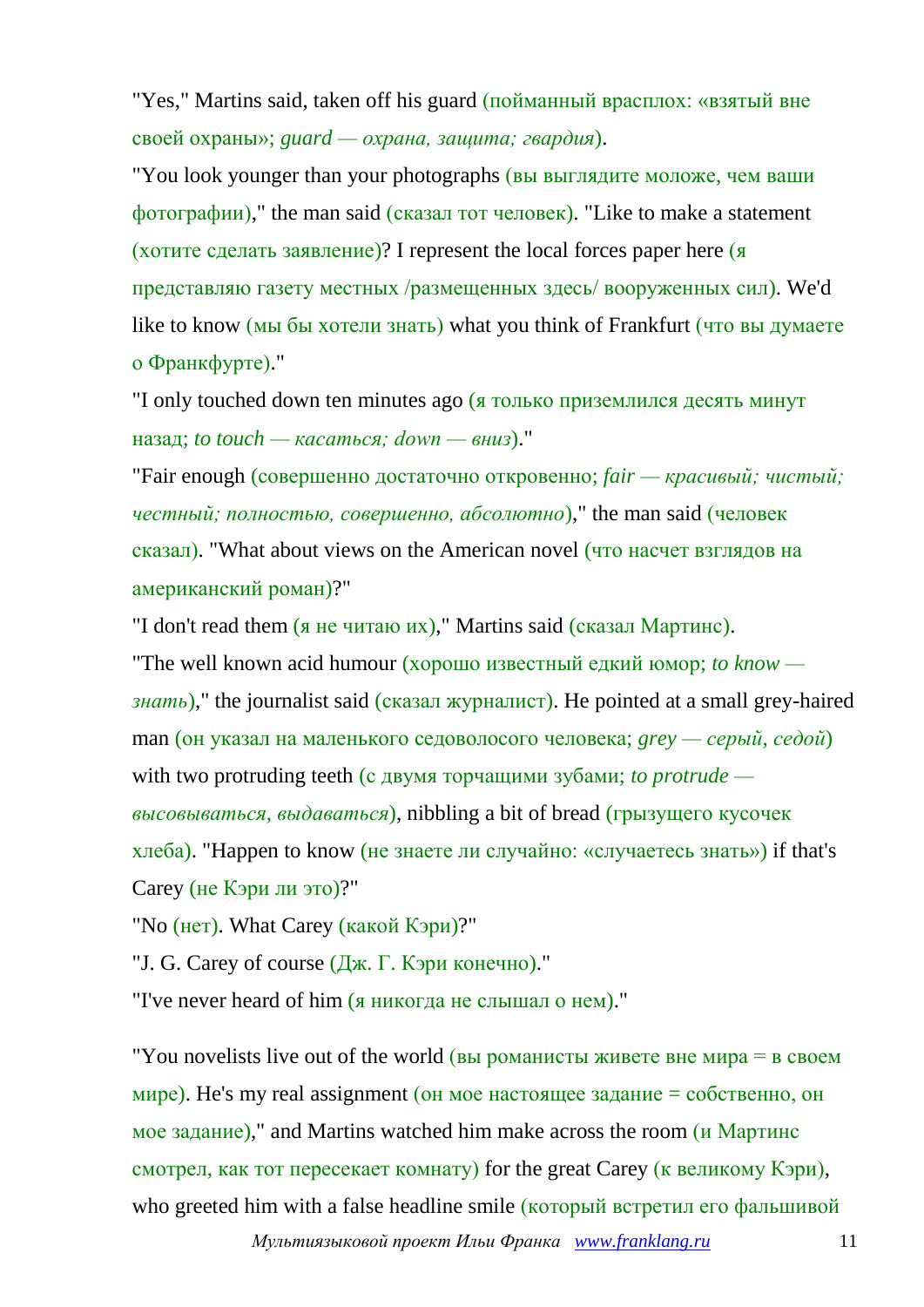"Yes," Martins said, taken off his guard (пойманный врасплох: «взятый вне своей охраны»; *guard — охрана, защита; гвардия*).

"You look younger than your photographs (вы выглядите моложе, чем ваши фотографии)," the man said (сказал тот человек). "Like to make a statement (хотите сделать заявление)? I represent the local forces paper here (я представляю газету местных /размещенных здесь/ вооруженных сил). We'd like to know (мы бы хотели знать) what you think of Frankfurt (что вы думаете о Франкфурте)."

"I only touched down ten minutes ago (я только приземлился десять минут назад; *to touch — касаться; down — вниз*)."

"Fair enough (совершенно достаточно откровенно; *fair — красивый; чистый; честный; полностью, совершенно, абсолютно*)," the man said (человек сказал). "What about views on the American novel (что насчет взглядов на американский роман)?"

"I don't read them (я не читаю их)," Martins said (сказал Мартинс).

"The well known acid humour (хорошо известный едкий юмор; *to know — знать*)," the journalist said (сказал журналист). He pointed at a small grey-haired man (он указал на маленького седоволосого человека; *grey — серый, седой*) with two protruding teeth (с двумя торчащими зубами; *to protrude — высовываться, выдаваться*), nibbling a bit of bread (грызущего кусочек хлеба). "Happen to know (не знаете ли случайно: «случаетесь знать») if that's Carey (не Кэри ли это)?"

"No (нет). What Carey (какой Кэри)?"

"J. G. Carey of course (Дж. Г. Кэри конечно)."

"I've never heard of him (я никогда не слышал о нем)."

"You novelists live out of the world (вы романисты живете вне мира = в своем мире). He's my real assignment (он мое настоящее задание = собственно, он мое задание)," and Martins watched him make across the room (и Мартинс смотрел, как тот пересекает комнату) for the great Carey (к великому Кэри), who greeted him with a false headline smile (который встретил его фальшивой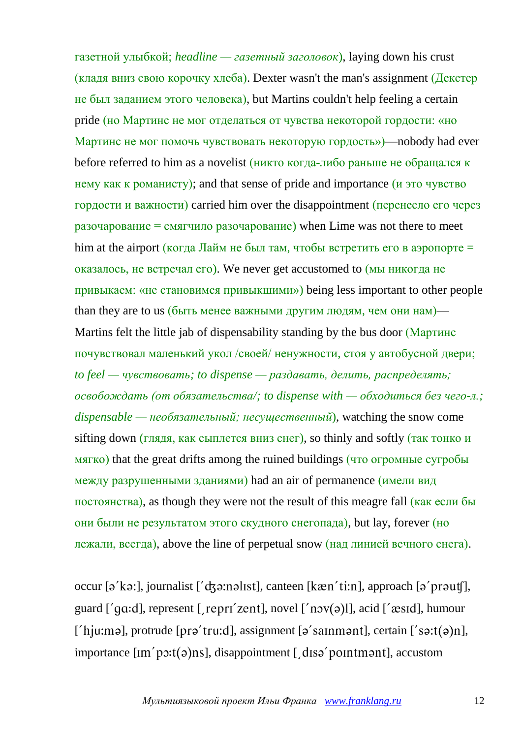газетной улыбкой; *headline — газетный заголовок*), laying down his crust (кладя вниз свою корочку хлеба). Dexter wasn't the man's assignment (Декстер не был заданием этого человека), but Martins couldn't help feeling a certain pride (но Мартинс не мог отделаться от чувства некоторой гордости: «но Мартинс не мог помочь чувствовать некоторую гордость»)—nobody had ever before referred to him as a novelist (никто когда-либо раньше не обращался к нему как к романисту); and that sense of pride and importance (и это чувство гордости и важности) carried him over the disappointment (перенесло его через разочарование = смягчило разочарование) when Lime was not there to meet him at the airport (когда Лайм не был там, чтобы встретить его в аэропорте = оказалось, не встречал его). We never get accustomed to (мы никогда не привыкаем: «не становимся привыкшими») being less important to other people than they are to us (быть менее важными другим людям, чем они нам)—Martins felt the little jab of dispensability standing by the bus door (Мартинс почувствовал маленький укол /своей/ ненужности, стоя у автобусной двери; *to feel — чувствовать; to dispense — раздавать, делить, распределять; освобождать (от обязательства/; to dispense with — обходиться без чего-л.; dispensable — необязательный; несущественный*), watching the snow come sifting down (глядя, как сыплется вниз снег), so thinly and softly (так тонко и мягко) that the great drifts among the ruined buildings (что огромные сугробы между разрушенными зданиями) had an air of permanence (имели вид постоянства), as though they were not the result of this meagre fall (как если бы они были не результатом этого скудного снегопада), but lay, forever (но лежали, всегда), above the line of perpetual snow (над линией вечного снега).

occur [əˊkə:], journalist [ˊʤə:nəlɪst], canteen [kænˊti:n], approach [əˊprəuʧ], guard [ˊgɑ:d], represent [ˏreprɪˊzent], novel [ˊnɔv(ə)l], acid [ˊæsɪd], humour [ˊhju:mə], protrude [prəˊtru:d], assignment [əˊsaɪnmənt], certain [ˊsə:t(ə)n], importance [ɪmˊpɔ:t(ə)ns], disappointment [ˏdɪsəˊpɔɪntmənt], accustom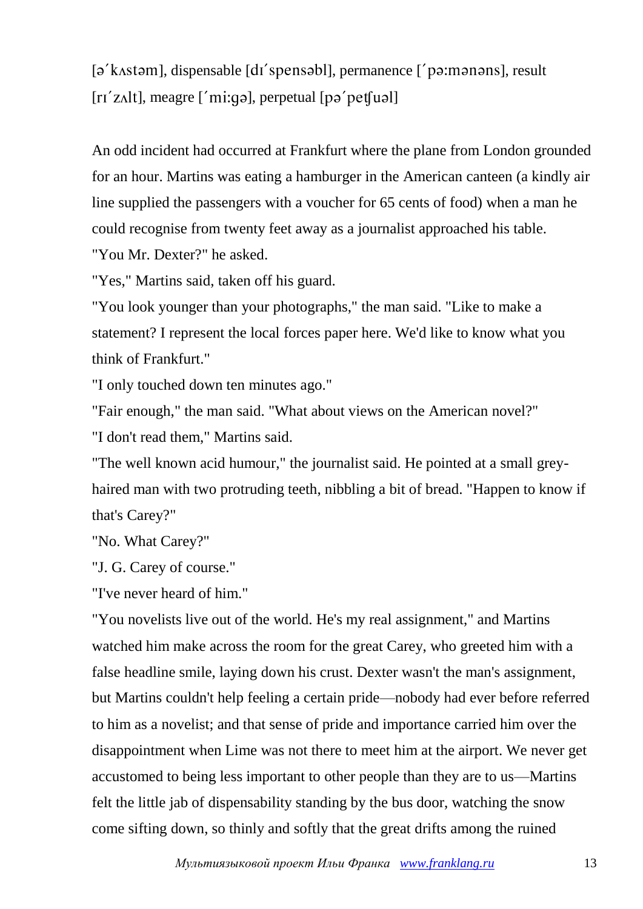[əˊkʌstəm], dispensable [dɪˊspensəbl], permanence [ˊpə:mənəns], result [rɪˊzʌlt], meagre [ˊmi:gə], perpetual [pəˊpeʧuəl]

An odd incident had occurred at Frankfurt where the plane from London grounded for an hour. Martins was eating a hamburger in the American canteen (a kindly air line supplied the passengers with a voucher for 65 cents of food) when a man he could recognise from twenty feet away as a journalist approached his table.

"You Mr. Dexter?" he asked.

"Yes," Martins said, taken off his guard.

"You look younger than your photographs," the man said. "Like to make a statement? I represent the local forces paper here. We'd like to know what you think of Frankfurt."

"I only touched down ten minutes ago."

"Fair enough," the man said. "What about views on the American novel?"

"I don't read them," Martins said.

"The well known acid humour," the journalist said. He pointed at a small grey-haired man with two protruding teeth, nibbling a bit of bread. "Happen to know if that's Carey?"

"No. What Carey?"

"J. G. Carey of course."

"I've never heard of him."

"You novelists live out of the world. He's my real assignment," and Martins watched him make across the room for the great Carey, who greeted him with a false headline smile, laying down his crust. Dexter wasn't the man's assignment, but Martins couldn't help feeling a certain pride—nobody had ever before referred to him as a novelist; and that sense of pride and importance carried him over the disappointment when Lime was not there to meet him at the airport. We never get accustomed to being less important to other people than they are to us—Martins felt the little jab of dispensability standing by the bus door, watching the snow come sifting down, so thinly and softly that the great drifts among the ruined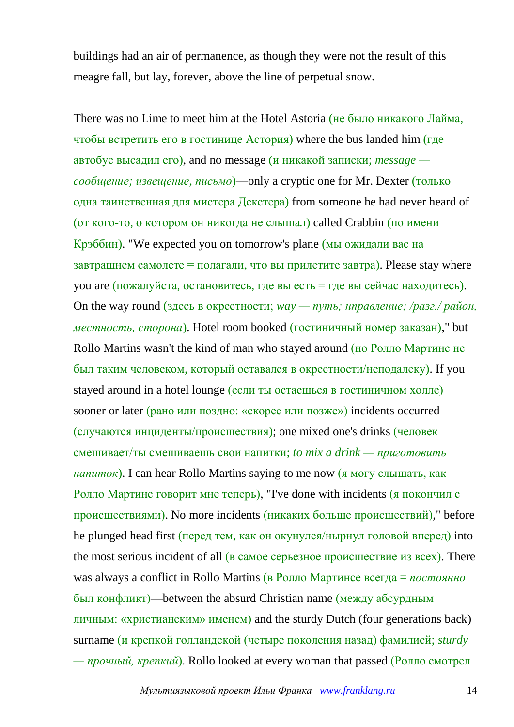buildings had an air of permanence, as though they were not the result of this meagre fall, but lay, forever, above the line of perpetual snow.

There was no Lime to meet him at the Hotel Astoria (не было никакого Лайма, чтобы встретить его в гостинице Астория) where the bus landed him (где автобус высадил его), and no message (и никакой записки; *message — сообщение; извещение, письмо*)—only a cryptic one for Mr. Dexter (только одна таинственная для мистера Декстера) from someone he had never heard of (от кого-то, о котором он никогда не слышал) called Crabbin (по имени Крэббин). "We expected you on tomorrow's plane (мы ожидали вас на завтрашнем самолете = полагали, что вы прилетите завтра). Please stay where you are (пожалуйста, остановитесь, где вы есть = где вы сейчас находитесь). On the way round (здесь в окрестности; *way — путь; нправление; /разг./ район, местность, сторона*). Hotel room booked (гостиничный номер заказан)," but Rollo Martins wasn't the kind of man who stayed around (но Ролло Мартинс не был таким человеком, который оставался в окрестности/неподалеку). If you stayed around in a hotel lounge (если ты остаешься в гостиничном холле) sooner or later (рано или поздно: «скорее или позже») incidents occurred (случаются инциденты/происшествия); one mixed one's drinks (человек смешивает/ты смешиваешь свои напитки; *to mix a drink — приготовить напиток*). I can hear Rollo Martins saying to me now (я могу слышать, как Ролло Мартинс говорит мне теперь), "I've done with incidents (я покончил с происшествиями). No more incidents (никаких больше происшествий)," before he plunged head first (перед тем, как он окунулся/нырнул головой вперед) into the most serious incident of all (в самое серьезное происшествие из всех). There was always a conflict in Rollo Martins (в Ролло Мартинсе всегда = *постоянно* был конфликт)—between the absurd Christian name (между абсурдным личным: «христианским» именем) and the sturdy Dutch (four generations back) surname (и крепкой голландской (четыре поколения назад) фамилией; *sturdy — прочный, крепкий*). Rollo looked at every woman that passed (Ролло смотрел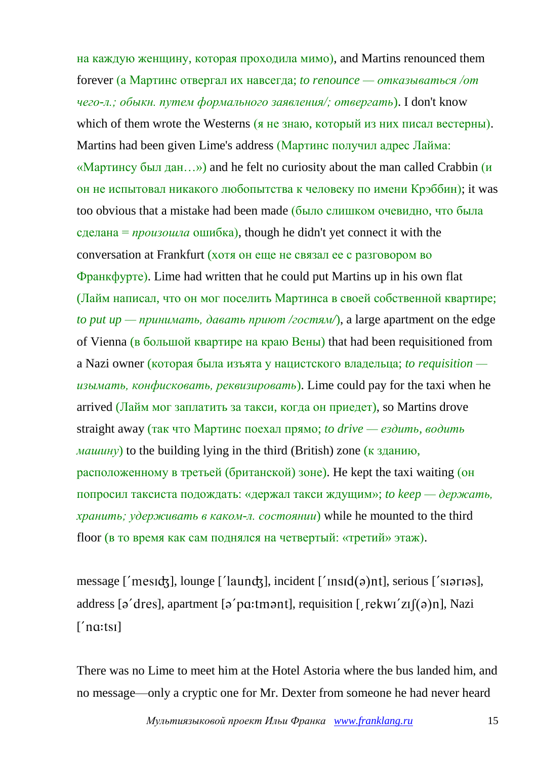на каждую женщину, которая проходила мимо), and Martins renounced them forever (а Мартинс отвергал их навсегда; *to renounce — отказываться /от чего-л.; обыкн. путем формального заявления/; отвергать*). I don't know which of them wrote the Westerns (я не знаю, который из них писал вестерны). Martins had been given Lime's address (Мартинс получил адрес Лайма: «Мартинсу был дан…») and he felt no curiosity about the man called Crabbin (и он не испытовал никакого любопытства к человеку по имени Крэббин); it was too obvious that a mistake had been made (было слишком очевидно, что была сделана = *произошла* ошибка), though he didn't yet connect it with the conversation at Frankfurt (хотя он еще не связал ее с разговором во Франкфурте). Lime had written that he could put Martins up in his own flat (Лайм написал, что он мог поселить Мартинса в своей собственной квартире; *to put up — принимать, давать приют /гостям/*), a large apartment on the edge of Vienna (в большой квартире на краю Вены) that had been requisitioned from a Nazi owner (которая была изъята у нацистского владельца; *to requisition — изымать, конфисковать, реквизировать*). Lime could pay for the taxi when he arrived (Лайм мог заплатить за такси, когда он приедет), so Martins drove straight away (так что Мартинс поехал прямо; *to drive — ездить, водить машину*) to the building lying in the third (British) zone (к зданию, расположенному в третьей (британской) зоне). He kept the taxi waiting (он попросил таксиста подождать: «держал такси ждущим»; *to keep — держать, хранить; удерживать в каком-л. состоянии*) while he mounted to the third floor (в то время как сам поднялся на четвертый: «третий» этаж).

message [ˈmesɪʤ], lounge [ˈlaunʤ], incident [ˈɪnsɪd(ə)nt], serious [ˈsɪərɪəs], address [əˈdres], apartment [əˈpɑ:tmənt], requisition [ˌrekwɪˈzɪʃ(ə)n], Nazi [ˈnɑ:tsɪ]

There was no Lime to meet him at the Hotel Astoria where the bus landed him, and no message—only a cryptic one for Mr. Dexter from someone he had never heard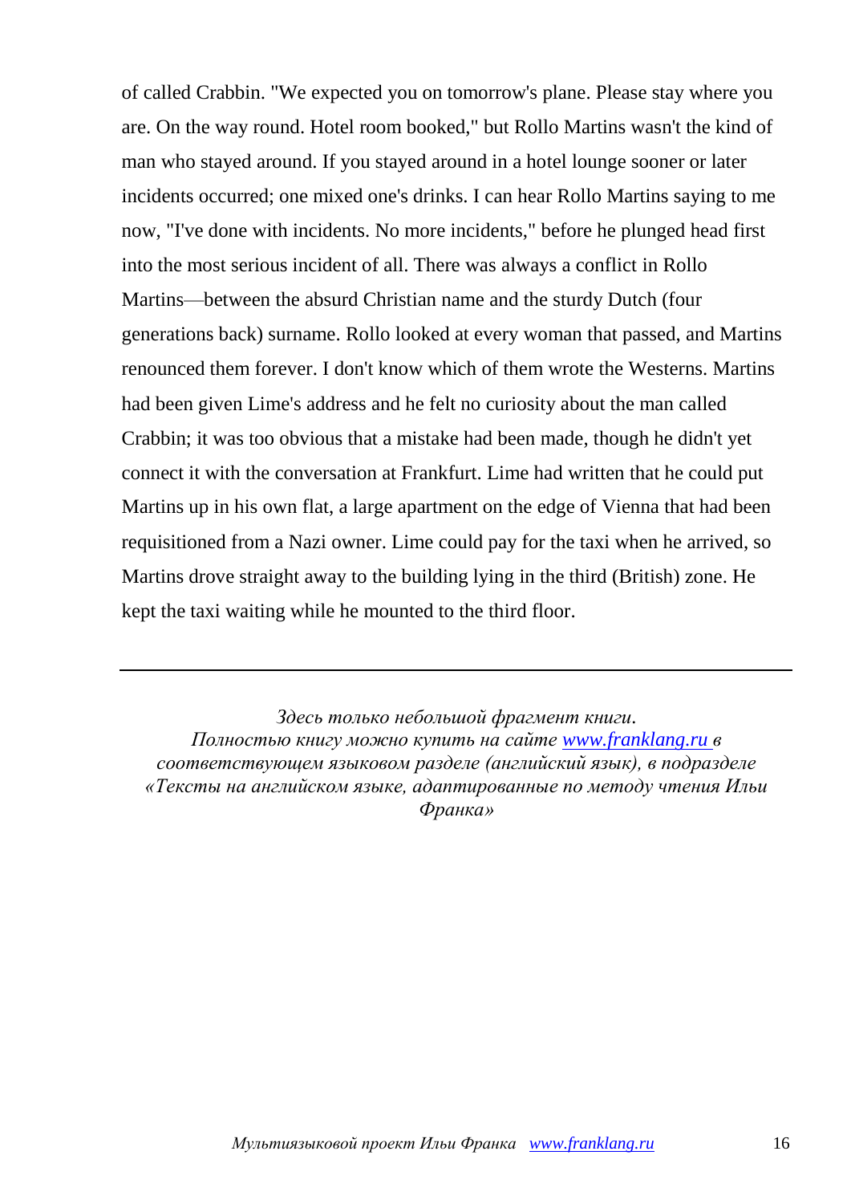of called Crabbin. "We expected you on tomorrow's plane. Please stay where you are. On the way round. Hotel room booked," but Rollo Martins wasn't the kind of man who stayed around. If you stayed around in a hotel lounge sooner or later incidents occurred; one mixed one's drinks. I can hear Rollo Martins saying to me now, "I've done with incidents. No more incidents," before he plunged head first into the most serious incident of all. There was always a conflict in Rollo Martins—between the absurd Christian name and the sturdy Dutch (four generations back) surname. Rollo looked at every woman that passed, and Martins renounced them forever. I don't know which of them wrote the Westerns. Martins had been given Lime's address and he felt no curiosity about the man called Crabbin; it was too obvious that a mistake had been made, though he didn't yet connect it with the conversation at Frankfurt. Lime had written that he could put Martins up in his own flat, a large apartment on the edge of Vienna that had been requisitioned from a Nazi owner. Lime could pay for the taxi when he arrived, so Martins drove straight away to the building lying in the third (British) zone. He kept the taxi waiting while he mounted to the third floor.

---

*Здесь только небольшой фрагмент книги.*
*Полностью книгу можно купить на сайте www.franklang.ru в соответствующем языковом разделе (английский язык), в подразделе «Тексты на английском языке, адаптированные по методу чтения Ильи Франка»*